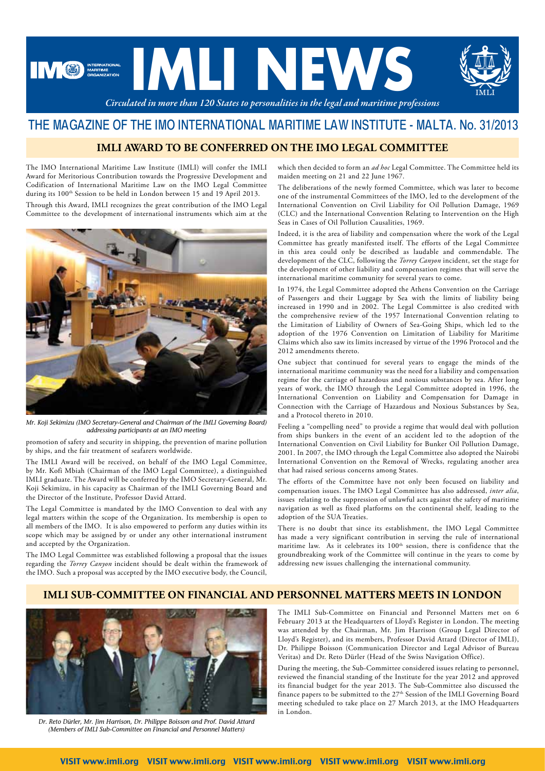# IMLI NEWS

*Circulated in more than 120 States to personalities in the legal and maritime professions*

## THE MAGAZINE OF THE IMO INTERNATIONAL MARITIME LAW INSTITUTE - MALTA. No. 31/2013

### IMLI AWARD TO BE CONFERRED ON THE IMO LEGAL COMMITTEE

The IMO International Maritime Law Institute (IMLI) will confer the IMLI Award for Meritorious Contribution towards the Progressive Development and Codification of International Maritime Law on the IMO Legal Committee during its 100th Session to be held in London between 15 and 19 April 2013.

Through this Award, IMLI recognizes the great contribution of the IMO Legal Committee to the development of international instruments which aim at the promotion of safety and security in shipping, the prevention of marine pollution by ships, and the fair treatment of seafarers worldwide.

*Mr. Koji Sekimizu (IMO Secretary-General and Chairman of the IMLI Governing Board) addressing participants at an IMO meeting*

The IMLI Award will be received, on behalf of the IMO Legal Committee, by Mr. Kofi Mbiah (Chairman of the IMO Legal Committee), a distinguished IMLI graduate. The Award will be conferred by the IMO Secretary-General, Mr. Koji Sekimizu, in his capacity as Chairman of the IMLI Governing Board and the Director of the Institute, Professor David Attard.

The Legal Committee is mandated by the IMO Convention to deal with any legal matters within the scope of the Organization. Its membership is open to all members of the IMO. It is also empowered to perform any duties within its scope which may be assigned by or under any other international instrument and accepted by the Organization.

The IMO Legal Committee was established following a proposal that the issues regarding the *Torrey Canyon* incident should be dealt within the framework of the IMO. Such a proposal was accepted by the IMO executive body, the Council, which then decided to form an *ad hoc* Legal Committee. The Committee held its maiden meeting on 21 and 22 June 1967.

The deliberations of the newly formed Committee, which was later to become one of the instrumental Committees of the IMO, led to the development of the International Convention on Civil Liability for Oil Pollution Damage, 1969 (CLC) and the International Convention Relating to Intervention on the High Seas in Cases of Oil Pollution Causalities, 1969.

Indeed, it is the area of liability and compensation where the work of the Legal Committee has greatly manifested itself. The efforts of the Legal Committee in this area could only be described as laudable and commendable. The development of the CLC, following the *Torrey Canyon* incident, set the stage for the development of other liability and compensation regimes that will serve the international maritime community for several years to come.

In 1974, the Legal Committee adopted the Athens Convention on the Carriage of Passengers and their Luggage by Sea with the limits of liability being increased in 1990 and in 2002. The Legal Committee is also credited with the comprehensive review of the 1957 International Convention relating to the Limitation of Liability of Owners of Sea-Going Ships, which led to the adoption of the 1976 Convention on Limitation of Liability for Maritime Claims which also saw its limits increased by virtue of the 1996 Protocol and the 2012 amendments thereto.

One subject that continued for several years to engage the minds of the international maritime community was the need for a liability and compensation regime for the carriage of hazardous and noxious substances by sea. After long years of work, the IMO through the Legal Committee adopted in 1996, the International Convention on Liability and Compensation for Damage in Connection with the Carriage of Hazardous and Noxious Substances by Sea, and a Protocol thereto in 2010.

Feeling a "compelling need" to provide a regime that would deal with pollution from ships bunkers in the event of an accident led to the adoption of the International Convention on Civil Liability for Bunker Oil Pollution Damage, 2001. In 2007, the IMO through the Legal Committee also adopted the Nairobi International Convention on the Removal of Wrecks, regulating another area that had raised serious concerns among States.

The efforts of the Committee have not only been focused on liability and compensation issues. The IMO Legal Committee has also addressed, *inter alia*, issues relating to the suppression of unlawful acts against the safety of maritime navigation as well as fixed platforms on the continental shelf, leading to the adoption of the SUA Treaties.

There is no doubt that since its establishment, the IMO Legal Committee has made a very significant contribution in serving the rule of international maritime law. As it celebrates its 100th session, there is confidence that the groundbreaking work of the Committee will continue in the years to come by addressing new issues challenging the international community.

### IMLI SUB-COMMITTEE ON FINANCIAL AND PERSONNEL MATTERS MEETS IN LONDON

*Dr. Reto Dürler, Mr. Jim Harrison, Dr. Philippe Boisson and Prof. David Attard (Members of IMLI Sub-Committee on Financial and Personnel Matters)*

The IMLI Sub-Committee on Financial and Personnel Matters met on 6 February 2013 at the Headquarters of Lloyd's Register in London. The meeting was attended by the Chairman, Mr. Jim Harrison (Group Legal Director of Lloyd's Register), and its members, Professor David Attard (Director of IMLI), Dr. Philippe Boisson (Communication Director and Legal Advisor of Bureau Veritas) and Dr. Reto Dürler (Head of the Swiss Navigation Office).

During the meeting, the Sub-Committee considered issues relating to personnel, reviewed the financial standing of the Institute for the year 2012 and approved its financial budget for the year 2013. The Sub-Committee also discussed the finance papers to be submitted to the 27th Session of the IMLI Governing Board meeting scheduled to take place on 27 March 2013, at the IMO Headquarters in London.

VISIT www.imli.org VISIT www.imli.org VISIT www.imli.org VISIT www.imli.org VISIT www.imli.org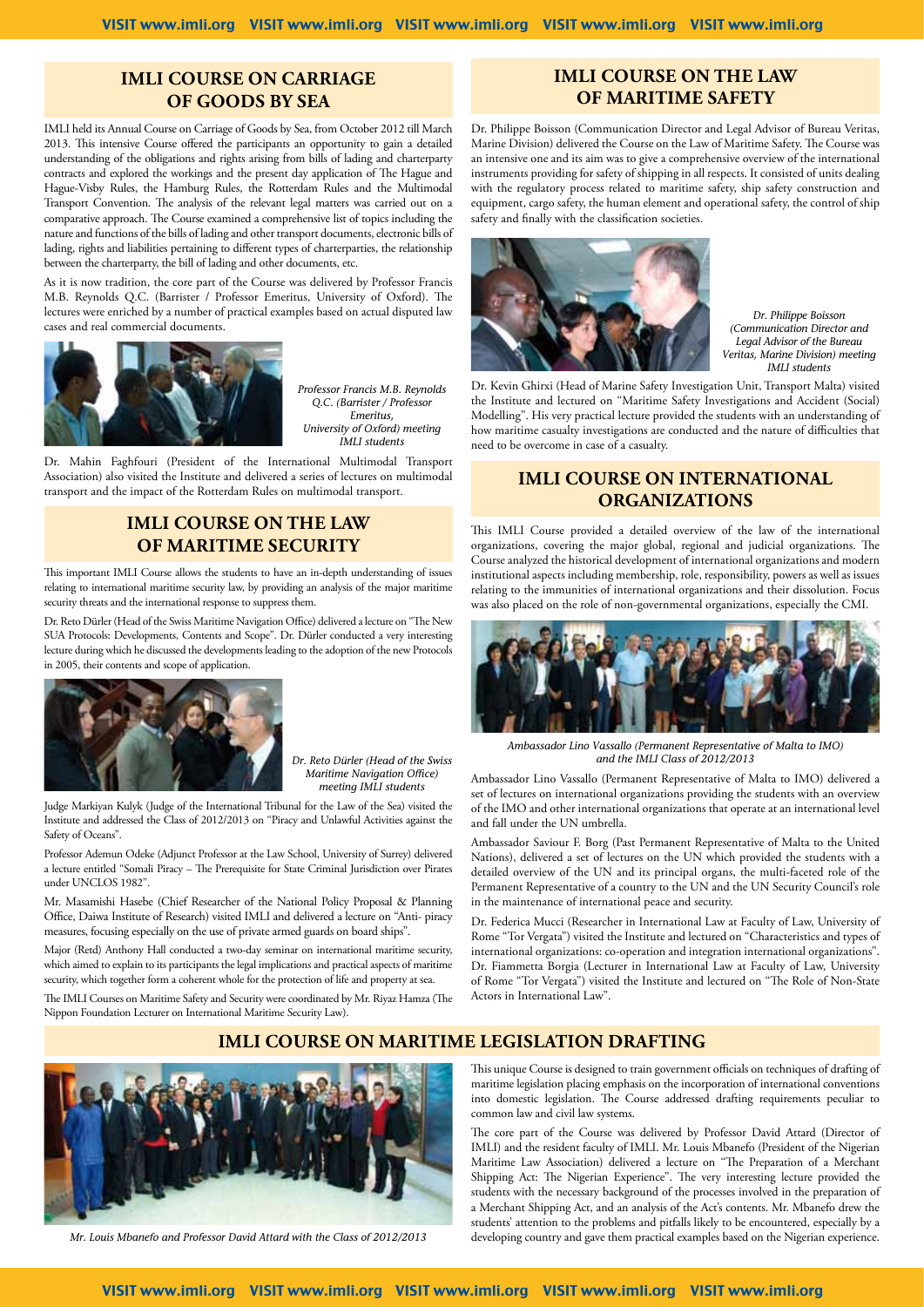## IMLI COURSE ON CARRIAGE OF GOODS BY SEA

IMLI held its Annual Course on Carriage of Goods by Sea, from October 2012 till March 2013. This intensive Course offered the participants an opportunity to gain a detailed understanding of the obligations and rights arising from bills of lading and charterparty contracts and explored the workings and the present day application of The Hague and Hague-Visby Rules, the Hamburg Rules, the Rotterdam Rules and the Multimodal Transport Convention. The analysis of the relevant legal matters was carried out on a comparative approach. The Course examined a comprehensive list of topics including the nature and functions of the bills of lading and other transport documents, electronic bills of lading, rights and liabilities pertaining to different types of charterparties, the relationship between the charterparty, the bill of lading and other documents, etc.

As it is now tradition, the core part of the Course was delivered by Professor Francis M.B. Reynolds Q.C. (Barrister / Professor Emeritus, University of Oxford). The lectures were enriched by a number of practical examples based on actual disputed law cases and real commercial documents.

*Professor Francis M.B. Reynolds Q.C. (Barrister / Professor Emeritus, University of Oxford) meeting IMLI students*

Dr. Mahin Faghfouri (President of the International Multimodal Transport Association) also visited the Institute and delivered a series of lectures on multimodal transport and the impact of the Rotterdam Rules on multimodal transport.

## IMLI COURSE ON THE LAW OF MARITIME SECURITY

This important IMLI Course allows the students to have an in-depth understanding of issues relating to international maritime security law, by providing an analysis of the major maritime security threats and the international response to suppress them.

Dr. Reto Dürler (Head of the Swiss Maritime Navigation Office) delivered a lecture on "The New SUA Protocols: Developments, Contents and Scope". Dr. Dürler conducted a very interesting lecture during which he discussed the developments leading to the adoption of the new Protocols in 2005, their contents and scope of application.

*Dr. Reto Dürler (Head of the Swiss Maritime Navigation Office) meeting IMLI students*

Judge Markiyan Kulyk (Judge of the International Tribunal for the Law of the Sea) visited the Institute and addressed the Class of 2012/2013 on "Piracy and Unlawful Activities against the Safety of Oceans".

Professor Ademun Odeke (Adjunct Professor at the Law School, University of Surrey) delivered a lecture entitled "Somali Piracy – The Prerequisite for State Criminal Jurisdiction over Pirates under UNCLOS 1982".

Mr. Masamishi Hasebe (Chief Researcher of the National Policy Proposal & Planning Office, Daiwa Institute of Research) visited IMLI and delivered a lecture on "Anti- piracy measures, focusing especially on the use of private armed guards on board ships".

Major (Retd) Anthony Hall conducted a two-day seminar on international maritime security, which aimed to explain to its participants the legal implications and practical aspects of maritime security, which together form a coherent whole for the protection of life and property at sea.

The IMLI Courses on Maritime Safety and Security were coordinated by Mr. Riyaz Hamza (The Nippon Foundation Lecturer on International Maritime Security Law).

## IMLI COURSE ON THE LAW OF MARITIME SAFETY

Dr. Philippe Boisson (Communication Director and Legal Advisor of Bureau Veritas, Marine Division) delivered the Course on the Law of Maritime Safety. The Course was an intensive one and its aim was to give a comprehensive overview of the international instruments providing for safety of shipping in all respects. It consisted of units dealing with the regulatory process related to maritime safety, ship safety construction and equipment, cargo safety, the human element and operational safety, the control of ship safety and finally with the classification societies.

*Dr. Philippe Boisson (Communication Director and Legal Advisor of the Bureau Veritas, Marine Division) meeting IMLI students*

Dr. Kevin Ghirxi (Head of Marine Safety Investigation Unit, Transport Malta) visited the Institute and lectured on "Maritime Safety Investigations and Accident (Social) Modelling". His very practical lecture provided the students with an understanding of how maritime casualty investigations are conducted and the nature of difficulties that need to be overcome in case of a casualty.

## IMLI COURSE ON INTERNATIONAL ORGANIZATIONS

This IMLI Course provided a detailed overview of the law of the international organizations, covering the major global, regional and judicial organizations. The Course analyzed the historical development of international organizations and modern institutional aspects including membership, role, responsibility, powers as well as issues relating to the immunities of international organizations and their dissolution. Focus was also placed on the role of non-governmental organizations, especially the CMI.

*Ambassador Lino Vassallo (Permanent Representative of Malta to IMO) and the IMLI Class of 2012/2013*

Ambassador Lino Vassallo (Permanent Representative of Malta to IMO) delivered a set of lectures on international organizations providing the students with an overview of the IMO and other international organizations that operate at an international level and fall under the UN umbrella.

Ambassador Saviour F. Borg (Past Permanent Representative of Malta to the United Nations), delivered a set of lectures on the UN which provided the students with a detailed overview of the UN and its principal organs, the multi-faceted role of the Permanent Representative of a country to the UN and the UN Security Council's role in the maintenance of international peace and security.

Dr. Federica Mucci (Researcher in International Law at Faculty of Law, University of Rome "Tor Vergata") visited the Institute and lectured on "Characteristics and types of international organizations: co-operation and integration international organizations". Dr. Fiammetta Borgia (Lecturer in International Law at Faculty of Law, University of Rome "Tor Vergata") visited the Institute and lectured on "The Role of Non-State Actors in International Law".

## IMLI COURSE ON MARITIME LEGISLATION DRAFTING

*Mr. Louis Mbanefo and Professor David Attard with the Class of 2012/2013*

This unique Course is designed to train government officials on techniques of drafting of maritime legislation placing emphasis on the incorporation of international conventions into domestic legislation. The Course addressed drafting requirements peculiar to common law and civil law systems.

The core part of the Course was delivered by Professor David Attard (Director of IMLI) and the resident faculty of IMLI. Mr. Louis Mbanefo (President of the Nigerian Maritime Law Association) delivered a lecture on "The Preparation of a Merchant Shipping Act: The Nigerian Experience". The very interesting lecture provided the students with the necessary background of the processes involved in the preparation of a Merchant Shipping Act, and an analysis of the Act's contents. Mr. Mbanefo drew the students' attention to the problems and pitfalls likely to be encountered, especially by a developing country and gave them practical examples based on the Nigerian experience.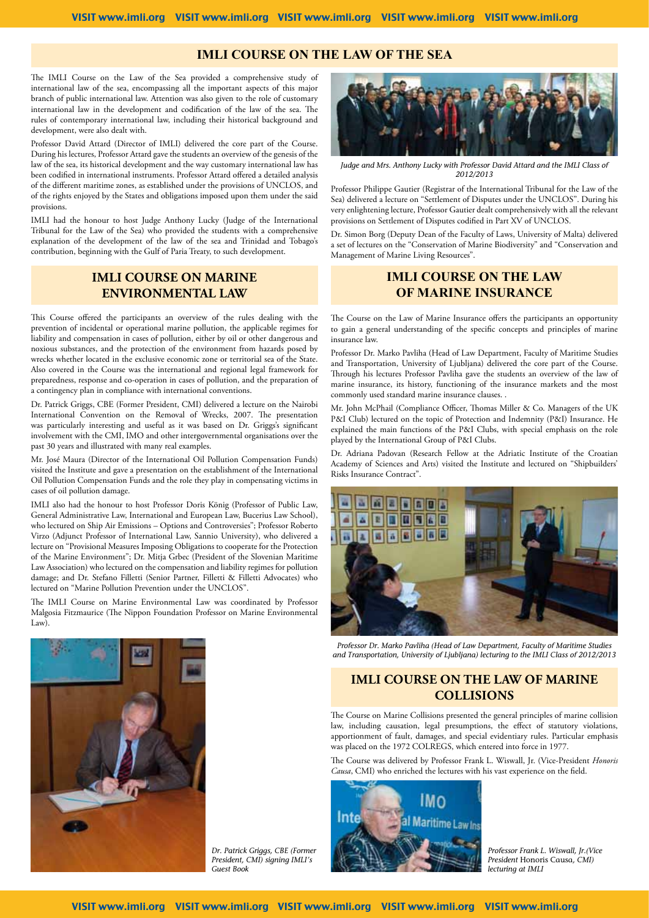## IMLI COURSE ON THE LAW OF THE SEA

The IMLI Course on the Law of the Sea provided a comprehensive study of international law of the sea, encompassing all the important aspects of this major branch of public international law. Attention was also given to the role of customary international law in the development and codification of the law of the sea. The rules of contemporary international law, including their historical background and development, were also dealt with.

Professor David Attard (Director of IMLI) delivered the core part of the Course. During his lectures, Professor Attard gave the students an overview of the genesis of the law of the sea, its historical development and the way customary international law has been codified in international instruments. Professor Attard offered a detailed analysis of the different maritime zones, as established under the provisions of UNCLOS, and of the rights enjoyed by the States and obligations imposed upon them under the said provisions.

IMLI had the honour to host Judge Anthony Lucky (Judge of the International Tribunal for the Law of the Sea) who provided the students with a comprehensive explanation of the development of the law of the sea and Trinidad and Tobago's contribution, beginning with the Gulf of Paria Treaty, to such development.

*Judge and Mrs. Anthony Lucky with Professor David Attard and the IMLI Class of 2012/2013*

Professor Philippe Gautier (Registrar of the International Tribunal for the Law of the Sea) delivered a lecture on "Settlement of Disputes under the UNCLOS". During his very enlightening lecture, Professor Gautier dealt comprehensively with all the relevant provisions on Settlement of Disputes codified in Part XV of UNCLOS.

Dr. Simon Borg (Deputy Dean of the Faculty of Laws, University of Malta) delivered a set of lectures on the "Conservation of Marine Biodiversity" and "Conservation and Management of Marine Living Resources".

## IMLI COURSE ON MARINE ENVIRONMENTAL LAW

This Course offered the participants an overview of the rules dealing with the prevention of incidental or operational marine pollution, the applicable regimes for liability and compensation in cases of pollution, either by oil or other dangerous and noxious substances, and the protection of the environment from hazards posed by wrecks whether located in the exclusive economic zone or territorial sea of the State. Also covered in the Course was the international and regional legal framework for preparedness, response and co-operation in cases of pollution, and the preparation of a contingency plan in compliance with international conventions.

Dr. Patrick Griggs, CBE (Former President, CMI) delivered a lecture on the Nairobi International Convention on the Removal of Wrecks, 2007. The presentation was particularly interesting and useful as it was based on Dr. Griggs's significant involvement with the CMI, IMO and other intergovernmental organisations over the past 30 years and illustrated with many real examples.

Mr. José Maura (Director of the International Oil Pollution Compensation Funds) visited the Institute and gave a presentation on the establishment of the International Oil Pollution Compensation Funds and the role they play in compensating victims in cases of oil pollution damage.

IMLI also had the honour to host Professor Doris König (Professor of Public Law, General Administrative Law, International and European Law, Bucerius Law School), who lectured on Ship Air Emissions – Options and Controversies"; Professor Roberto Virzo (Adjunct Professor of International Law, Sannio University), who delivered a lecture on "Provisional Measures Imposing Obligations to cooperate for the Protection of the Marine Environment"; Dr. Mitja Grbec (President of the Slovenian Maritime Law Association) who lectured on the compensation and liability regimes for pollution damage; and Dr. Stefano Filletti (Senior Partner, Filletti & Filletti Advocates) who lectured on "Marine Pollution Prevention under the UNCLOS".

The IMLI Course on Marine Environmental Law was coordinated by Professor Malgosia Fitzmaurice (The Nippon Foundation Professor on Marine Environmental Law).

*Dr. Patrick Griggs, CBE (Former President, CMI) signing IMLI's Guest Book*

## IMLI COURSE ON THE LAW OF MARINE INSURANCE

The Course on the Law of Marine Insurance offers the participants an opportunity to gain a general understanding of the specific concepts and principles of marine insurance law.

Professor Dr. Marko Pavliha (Head of Law Department, Faculty of Maritime Studies and Transportation, University of Ljubljana) delivered the core part of the Course. Through his lectures Professor Pavliha gave the students an overview of the law of marine insurance, its history, functioning of the insurance markets and the most commonly used standard marine insurance clauses. .

Mr. John McPhail (Compliance Officer, Thomas Miller & Co. Managers of the UK P&I Club) lectured on the topic of Protection and Indemnity (P&I) Insurance. He explained the main functions of the P&I Clubs, with special emphasis on the role played by the International Group of P&I Clubs.

Dr. Adriana Padovan (Research Fellow at the Adriatic Institute of the Croatian Academy of Sciences and Arts) visited the Institute and lectured on "Shipbuilders' Risks Insurance Contract".

*Professor Dr. Marko Pavliha (Head of Law Department, Faculty of Maritime Studies and Transportation, University of Ljubljana) lecturing to the IMLI Class of 2012/2013*

## IMLI COURSE ON THE LAW OF MARINE COLLISIONS

The Course on Marine Collisions presented the general principles of marine collision law, including causation, legal presumptions, the effect of statutory violations, apportionment of fault, damages, and special evidentiary rules. Particular emphasis was placed on the 1972 COLREGS, which entered into force in 1977.

The Course was delivered by Professor Frank L. Wiswall, Jr. (Vice-President *Honoris Causa*, CMI) who enriched the lectures with his vast experience on the field.

*Professor Frank L. Wiswall, Jr.(Vice President* Honoris Causa*, CMI) lecturing at IMLI*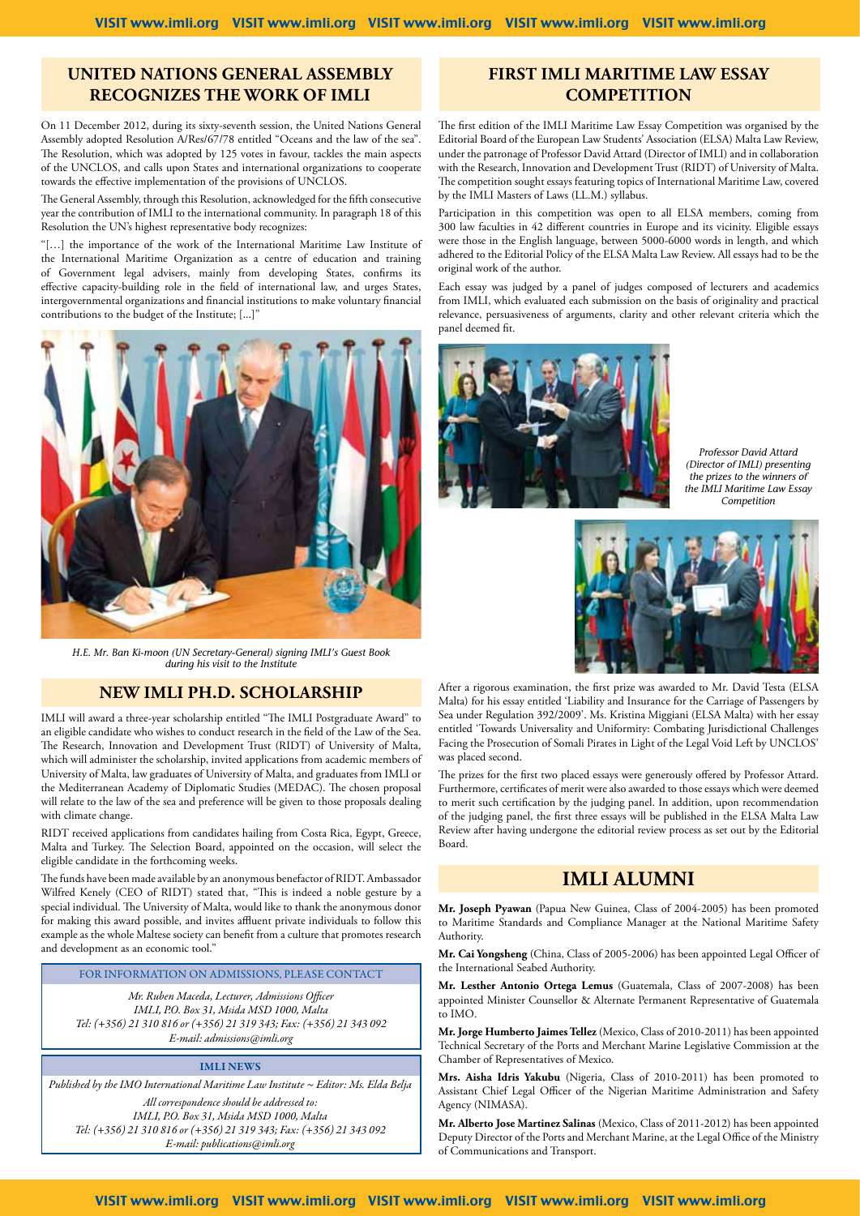## UNITED NATIONS GENERAL ASSEMBLY RECOGNIZES THE WORK OF IMLI

On 11 December 2012, during its sixty-seventh session, the United Nations General Assembly adopted Resolution A/Res/67/78 entitled "Oceans and the law of the sea". The Resolution, which was adopted by 125 votes in favour, tackles the main aspects of the UNCLOS, and calls upon States and international organizations to cooperate towards the effective implementation of the provisions of UNCLOS.

The General Assembly, through this Resolution, acknowledged for the fifth consecutive year the contribution of IMLI to the international community. In paragraph 18 of this Resolution the UN's highest representative body recognizes:

"[…] the importance of the work of the International Maritime Law Institute of the International Maritime Organization as a centre of education and training of Government legal advisers, mainly from developing States, confirms its effective capacity-building role in the field of international law, and urges States, intergovernmental organizations and financial institutions to make voluntary financial contributions to the budget of the Institute; [...]"

*H.E. Mr. Ban Ki-moon (UN Secretary-General) signing IMLI's Guest Book during his visit to the Institute*

## NEW IMLI PH.D. SCHOLARSHIP

IMLI will award a three-year scholarship entitled "The IMLI Postgraduate Award" to an eligible candidate who wishes to conduct research in the field of the Law of the Sea. The Research, Innovation and Development Trust (RIDT) of University of Malta, which will administer the scholarship, invited applications from academic members of University of Malta, law graduates of University of Malta, and graduates from IMLI or the Mediterranean Academy of Diplomatic Studies (MEDAC). The chosen proposal will relate to the law of the sea and preference will be given to those proposals dealing with climate change.

RIDT received applications from candidates hailing from Costa Rica, Egypt, Greece, Malta and Turkey. The Selection Board, appointed on the occasion, will select the eligible candidate in the forthcoming weeks.

The funds have been made available by an anonymous benefactor of RIDT. Ambassador Wilfred Kenely (CEO of RIDT) stated that, "This is indeed a noble gesture by a special individual. The University of Malta, would like to thank the anonymous donor for making this award possible, and invites affluent private individuals to follow this example as the whole Maltese society can benefit from a culture that promotes research and development as an economic tool."

**FOR INFORMATION ON ADMISSIONS, PLEASE CONTACT**

*Mr. Ruben Maceda, Lecturer, Admissions Officer*
*IMLI, P.O. Box 31, Msida MSD 1000, Malta*
*Tel: (+356) 21 310 816 or (+356) 21 319 343; Fax: (+356) 21 343 092*
*E-mail: admissions@imli.org*

**IMLI NEWS**

*Published by the IMO International Maritime Law Institute ~ Editor: Ms. Elda Belja*

*All correspondence should be addressed to:*
*IMLI, P.O. Box 31, Msida MSD 1000, Malta*
*Tel: (+356) 21 310 816 or (+356) 21 319 343; Fax: (+356) 21 343 092*
*E-mail: publications@imli.org*

## FIRST IMLI MARITIME LAW ESSAY COMPETITION

The first edition of the IMLI Maritime Law Essay Competition was organised by the Editorial Board of the European Law Students' Association (ELSA) Malta Law Review, under the patronage of Professor David Attard (Director of IMLI) and in collaboration with the Research, Innovation and Development Trust (RIDT) of University of Malta. The competition sought essays featuring topics of International Maritime Law, covered by the IMLI Masters of Laws (LL.M.) syllabus.

Participation in this competition was open to all ELSA members, coming from 300 law faculties in 42 different countries in Europe and its vicinity. Eligible essays were those in the English language, between 5000-6000 words in length, and which adhered to the Editorial Policy of the ELSA Malta Law Review. All essays had to be the original work of the author.

Each essay was judged by a panel of judges composed of lecturers and academics from IMLI, which evaluated each submission on the basis of originality and practical relevance, persuasiveness of arguments, clarity and other relevant criteria which the panel deemed fit.

*Professor David Attard (Director of IMLI) presenting the prizes to the winners of the IMLI Maritime Law Essay Competition*

After a rigorous examination, the first prize was awarded to Mr. David Testa (ELSA Malta) for his essay entitled 'Liability and Insurance for the Carriage of Passengers by Sea under Regulation 392/2009'. Ms. Kristina Miggiani (ELSA Malta) with her essay entitled 'Towards Universality and Uniformity: Combating Jurisdictional Challenges Facing the Prosecution of Somali Pirates in Light of the Legal Void Left by UNCLOS' was placed second.

The prizes for the first two placed essays were generously offered by Professor Attard. Furthermore, certificates of merit were also awarded to those essays which were deemed to merit such certification by the judging panel. In addition, upon recommendation of the judging panel, the first three essays will be published in the ELSA Malta Law Review after having undergone the editorial review process as set out by the Editorial Board.

## IMLI ALUMNI

**Mr. Joseph Pyawan** (Papua New Guinea, Class of 2004-2005) has been promoted to Maritime Standards and Compliance Manager at the National Maritime Safety Authority.

**Mr. Cai Yongsheng** (China, Class of 2005-2006) has been appointed Legal Officer of the International Seabed Authority.

**Mr. Lesther Antonio Ortega Lemus** (Guatemala, Class of 2007-2008) has been appointed Minister Counsellor & Alternate Permanent Representative of Guatemala to IMO.

**Mr. Jorge Humberto Jaimes Tellez** (Mexico, Class of 2010-2011) has been appointed Technical Secretary of the Ports and Merchant Marine Legislative Commission at the Chamber of Representatives of Mexico.

**Mrs. Aisha Idris Yakubu** (Nigeria, Class of 2010-2011) has been promoted to Assistant Chief Legal Officer of the Nigerian Maritime Administration and Safety Agency (NIMASA).

**Mr. Alberto Jose Martinez Salinas** (Mexico, Class of 2011-2012) has been appointed Deputy Director of the Ports and Merchant Marine, at the Legal Office of the Ministry of Communications and Transport.